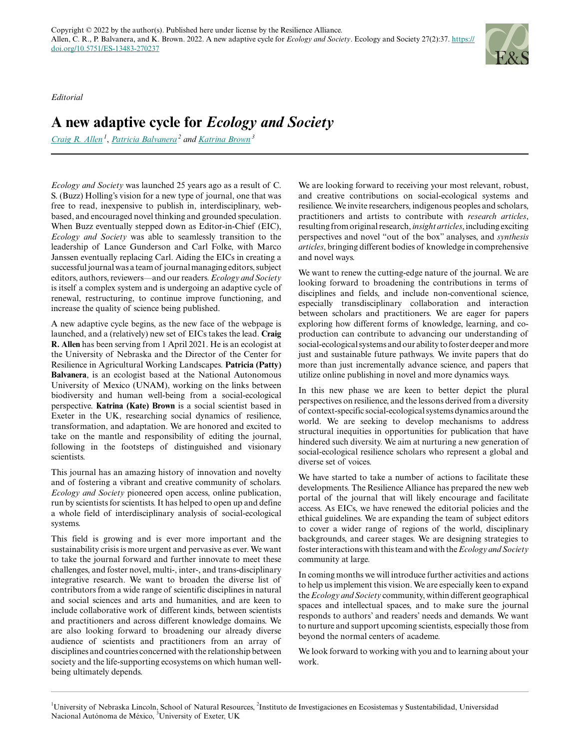Copyright © 2022 by the author(s). Published here under license by the Resilience Alliance.
Allen, C. R., P. Balvanera, and K. Brown. 2022. A new adaptive cycle for *Ecology and Society*. Ecology and Society 27(2):37. https://doi.org/10.5751/ES-13483-270237

*Editorial*

# A new adaptive cycle for *Ecology and Society*

Craig R. Allen[1], Patricia Balvanera[2] and Katrina Brown[3]

*Ecology and Society* was launched 25 years ago as a result of C. S. (Buzz) Holling's vision for a new type of journal, one that was free to read, inexpensive to publish in, interdisciplinary, web-based, and encouraged novel thinking and grounded speculation. When Buzz eventually stepped down as Editor-in-Chief (EIC), *Ecology and Society* was able to seamlessly transition to the leadership of Lance Gunderson and Carl Folke, with Marco Janssen eventually replacing Carl. Aiding the EICs in creating a successful journal was a team of journal managing editors, subject editors, authors, reviewers—and our readers. *Ecology and Society* is itself a complex system and is undergoing an adaptive cycle of renewal, restructuring, to continue improve functioning, and increase the quality of science being published.

A new adaptive cycle begins, as the new face of the webpage is launched, and a (relatively) new set of EICs takes the lead. **Craig R. Allen** has been serving from 1 April 2021. He is an ecologist at the University of Nebraska and the Director of the Center for Resilience in Agricultural Working Landscapes. **Patricia (Patty) Balvanera**, is an ecologist based at the National Autonomous University of Mexico (UNAM), working on the links between biodiversity and human well-being from a social-ecological perspective. **Katrina (Kate) Brown** is a social scientist based in Exeter in the UK, researching social dynamics of resilience, transformation, and adaptation. We are honored and excited to take on the mantle and responsibility of editing the journal, following in the footsteps of distinguished and visionary scientists.

This journal has an amazing history of innovation and novelty and of fostering a vibrant and creative community of scholars. *Ecology and Society* pioneered open access, online publication, run by scientists for scientists. It has helped to open up and define a whole field of interdisciplinary analysis of social-ecological systems.

This field is growing and is ever more important and the sustainability crisis is more urgent and pervasive as ever. We want to take the journal forward and further innovate to meet these challenges, and foster novel, multi-, inter-, and trans-disciplinary integrative research. We want to broaden the diverse list of contributors from a wide range of scientific disciplines in natural and social sciences and arts and humanities, and are keen to include collaborative work of different kinds, between scientists and practitioners and across different knowledge domains. We are also looking forward to broadening our already diverse audience of scientists and practitioners from an array of disciplines and countries concerned with the relationship between society and the life-supporting ecosystems on which human well-being ultimately depends.

We are looking forward to receiving your most relevant, robust, and creative contributions on social-ecological systems and resilience. We invite researchers, indigenous peoples and scholars, practitioners and artists to contribute with *research articles*, resulting from original research, *insight articles*, including exciting perspectives and novel "out of the box" analyses, and *synthesis articles*, bringing different bodies of knowledge in comprehensive and novel ways.

We want to renew the cutting-edge nature of the journal. We are looking forward to broadening the contributions in terms of disciplines and fields, and include non-conventional science, especially transdisciplinary collaboration and interaction between scholars and practitioners. We are eager for papers exploring how different forms of knowledge, learning, and co-production can contribute to advancing our understanding of social-ecological systems and our ability to foster deeper and more just and sustainable future pathways. We invite papers that do more than just incrementally advance science, and papers that utilize online publishing in novel and more dynamics ways.

In this new phase we are keen to better depict the plural perspectives on resilience, and the lessons derived from a diversity of context-specific social-ecological systems dynamics around the world. We are seeking to develop mechanisms to address structural inequities in opportunities for publication that have hindered such diversity. We aim at nurturing a new generation of social-ecological resilience scholars who represent a global and diverse set of voices.

We have started to take a number of actions to facilitate these developments. The Resilience Alliance has prepared the new web portal of the journal that will likely encourage and facilitate access. As EICs, we have renewed the editorial policies and the ethical guidelines. We are expanding the team of subject editors to cover a wider range of regions of the world, disciplinary backgrounds, and career stages. We are designing strategies to foster interactions with this team and with the *Ecology and Society* community at large.

In coming months we will introduce further activities and actions to help us implement this vision. We are especially keen to expand the *Ecology and Society* community, within different geographical spaces and intellectual spaces, and to make sure the journal responds to authors' and readers' needs and demands. We want to nurture and support upcoming scientists, especially those from beyond the normal centers of academe.

We look forward to working with you and to learning about your work.

[1]University of Nebraska Lincoln, School of Natural Resources, [2]Instituto de Investigaciones en Ecosistemas y Sustentabilidad, Universidad Nacional Autónoma de México, [3]University of Exeter, UK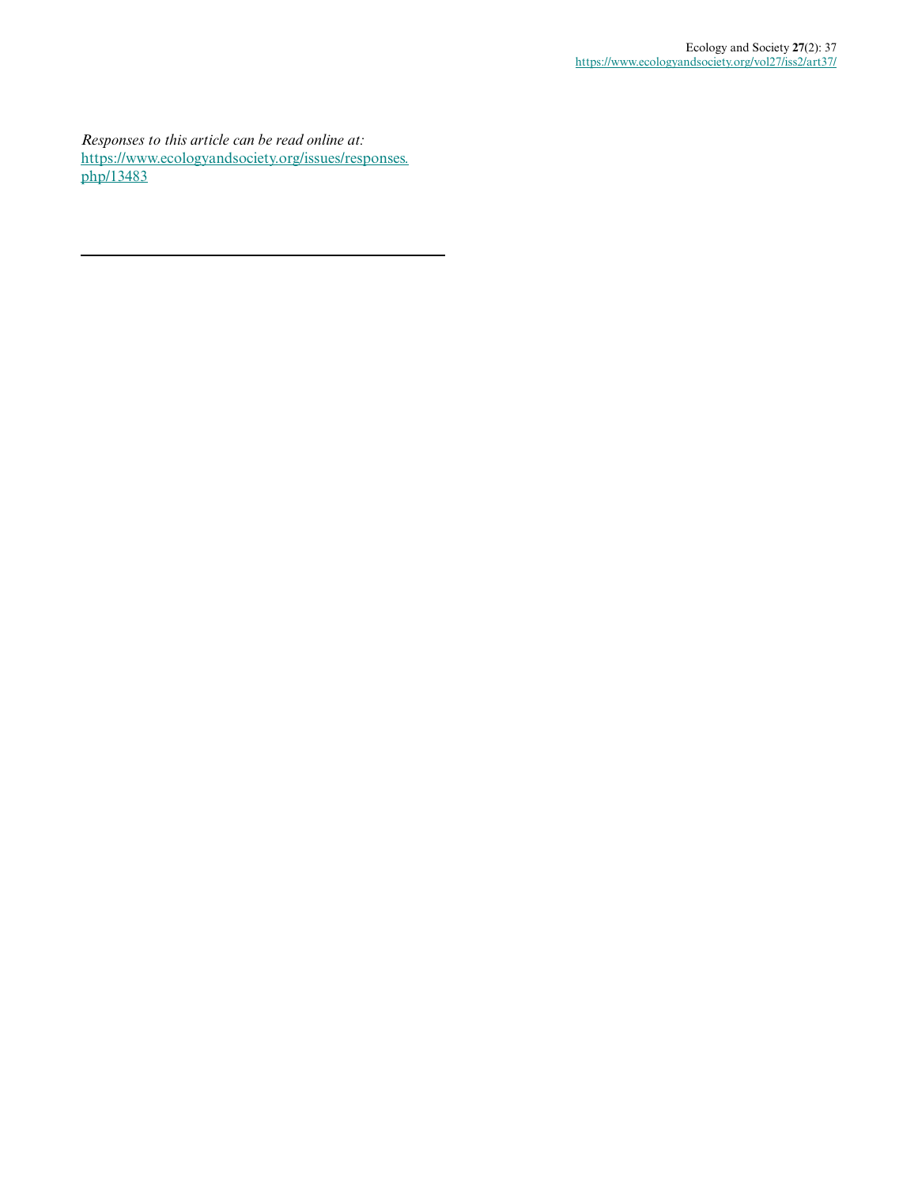*Responses to this article can be read online at:*
https://www.ecologyandsociety.org/issues/responses.php/13483

---